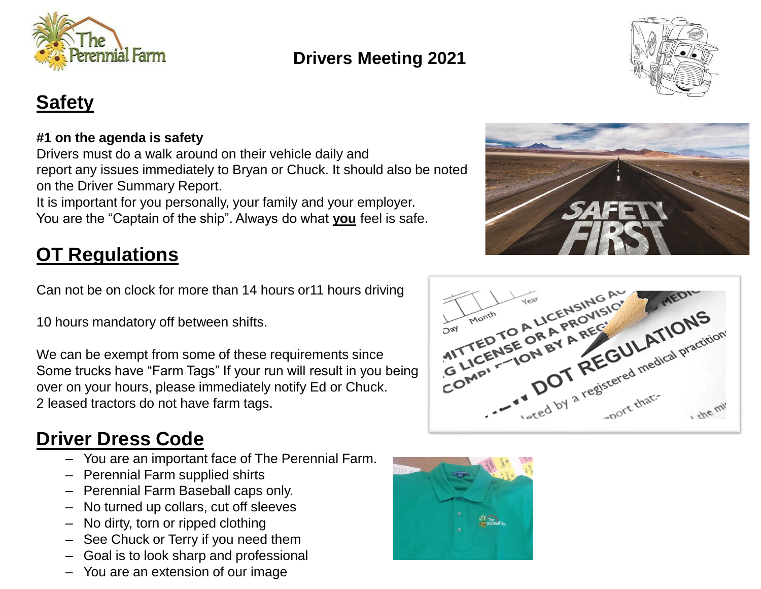# Drivers Meeting 2021

## Safety

**#1 on the agenda is safety**

Drivers must do a walk around on their vehicle daily and report any issues immediately to Bryan or Chuck. It should also be noted on the Driver Summary Report.

It is important for you personally, your family and your employer.

You are the "Captain of the ship". Always do what **you** feel is safe.

## OT Regulations

Can not be on clock for more than 14 hours or11 hours driving

10 hours mandatory off between shifts.

We can be exempt from some of these requirements since Some trucks have "Farm Tags" If your run will result in you being over on your hours, please immediately notify Ed or Chuck.
2 leased tractors do not have farm tags.

## Driver Dress Code

- You are an important face of The Perennial Farm.
- Perennial Farm supplied shirts
- Perennial Farm Baseball caps only.
- No turned up collars, cut off sleeves
- No dirty, torn or ripped clothing
- See Chuck or Terry if you need them
- Goal is to look sharp and professional
- You are an extension of our image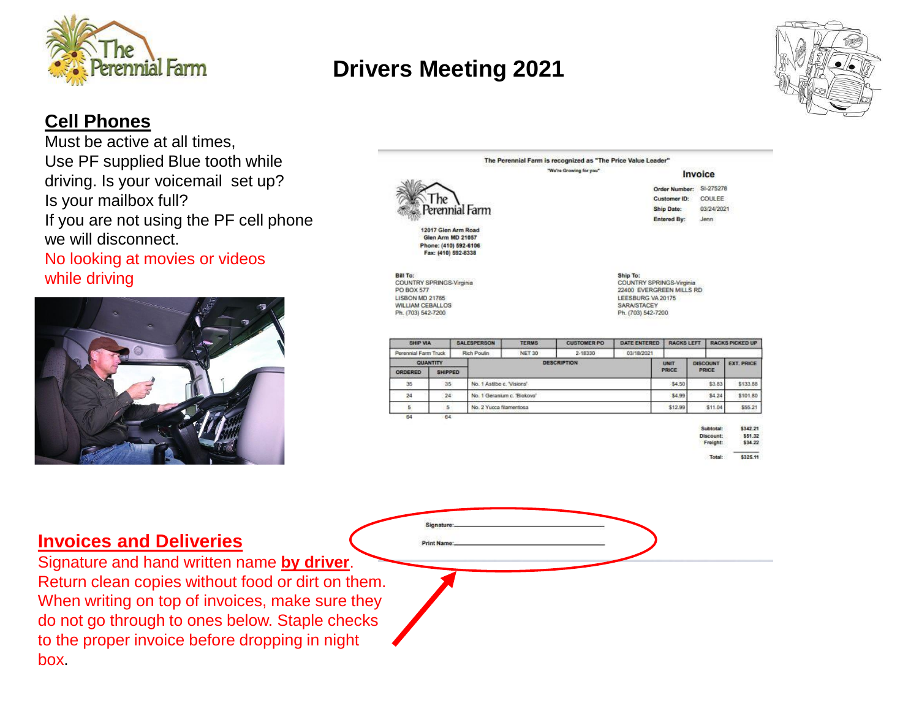# Drivers Meeting 2021

## Cell Phones

Must be active at all times,
Use PF supplied Blue tooth while driving. Is your voicemail set up?
Is your mailbox full?
If you are not using the PF cell phone we will disconnect.
No looking at movies or videos while driving

The Perennial Farm is recognized as "The Price Value Leader"
"We're Growing for you"

**Invoice**

Order Number: SI-275278
Customer ID: COULEE
Ship Date: 03/24/2021
Entered By: Jenn

12017 Glen Arm Road
Glen Arm MD 21057
Phone: (410) 592-6106
Fax: (410) 592-8338

Bill To:
COUNTRY SPRINGS-Virginia
PO BOX 577
LISBON MD 21765
WILLIAM CEBALLOS
Ph. (703) 542-7200

Ship To:
COUNTRY SPRINGS-Virginia
22400 EVERGREEN MILLS RD
LEESBURG VA 20175
SARA/STACEY
Ph. (703) 542-7200

| SHIP VIA | SALESPERSON | TERMS | CUSTOMER PO | DATE ENTERED | RACKS LEFT | RACKS PICKED UP |
|---|---|---|---|---|---|---|
| Perennial Farm Truck | Rich Poulin | NET 30 | 2-18330 | 03/18/2021 | | |

| QUANTITY ORDERED | QUANTITY SHIPPED | DESCRIPTION | UNIT PRICE | DISCOUNT PRICE | EXT. PRICE |
|---|---|---|---|---|---|
| 35 | 35 | No. 1 Astilbe c. 'Visions' | $4.50 | $3.83 | $133.88 |
| 24 | 24 | No. 1 Geranium c. 'Biokovo' | $4.99 | $4.24 | $101.80 |
| 5 | 5 | No. 2 Yucca filamentosa | $12.99 | $11.04 | $55.21 |
| 64 | 64 | | | | |

Subtotal: $342.21
Discount: $51.32
Freight: $34.22
Total: $325.11

Signature:\_\_\_\_\_\_\_\_\_\_\_\_\_\_\_\_\_\_\_\_\_\_\_\_\_\_\_\_

Print Name:\_\_\_\_\_\_\_\_\_\_\_\_\_\_\_\_\_\_\_\_\_\_\_\_\_\_\_\_

## Invoices and Deliveries

Signature and hand written name **by driver**.
Return clean copies without food or dirt on them.
When writing on top of invoices, make sure they do not go through to ones below. Staple checks to the proper invoice before dropping in night box.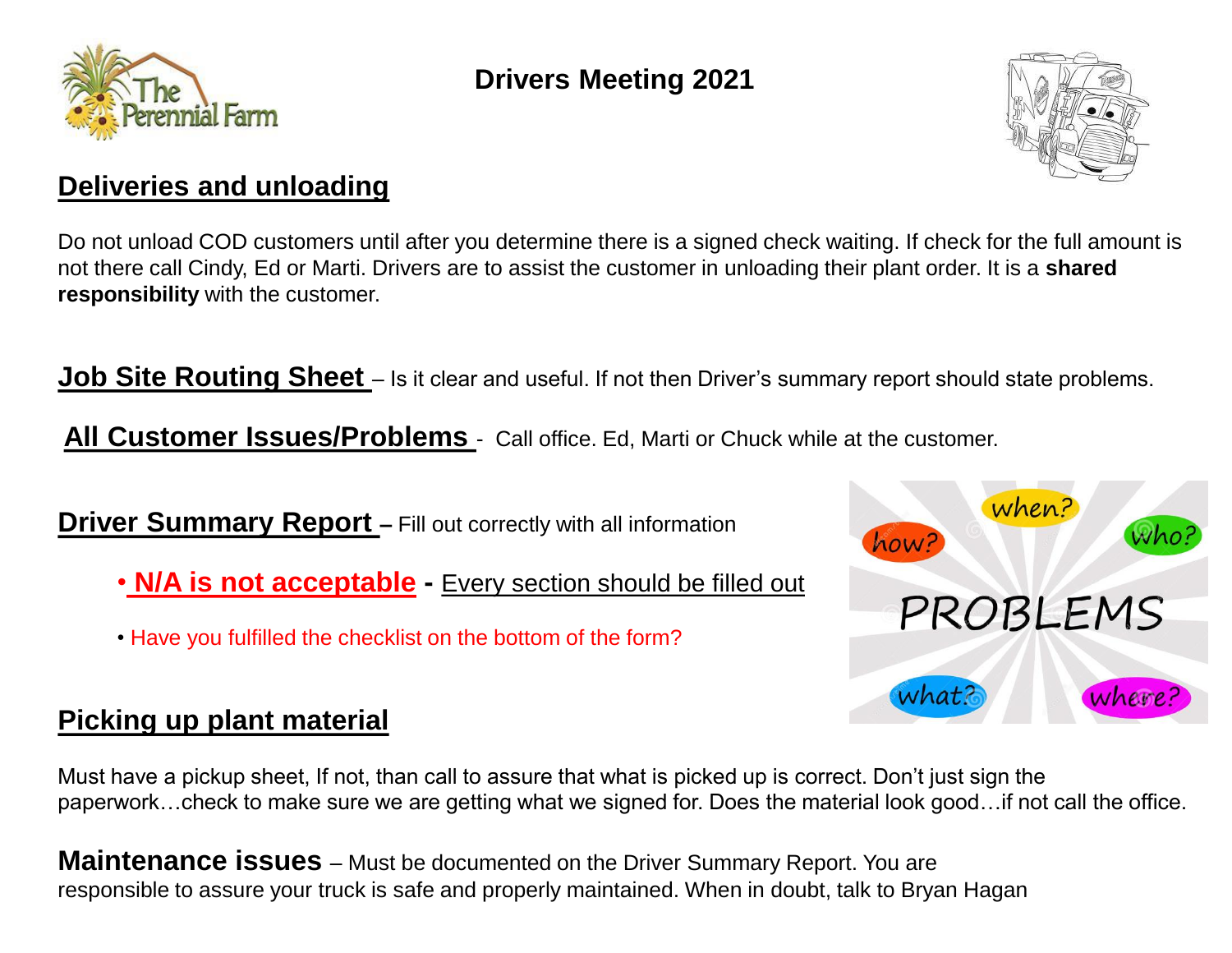# Drivers Meeting 2021

## Deliveries and unloading

Do not unload COD customers until after you determine there is a signed check waiting. If check for the full amount is not there call Cindy, Ed or Marti. Drivers are to assist the customer in unloading their plant order. It is a **shared responsibility** with the customer.

**Job Site Routing Sheet** – Is it clear and useful. If not then Driver's summary report should state problems.

**All Customer Issues/Problems** - Call office. Ed, Marti or Chuck while at the customer.

**Driver Summary Report** – Fill out correctly with all information

- **N/A is not acceptable** - Every section should be filled out
- Have you fulfilled the checklist on the bottom of the form?

## Picking up plant material

Must have a pickup sheet, If not, than call to assure that what is picked up is correct. Don't just sign the paperwork…check to make sure we are getting what we signed for. Does the material look good…if not call the office.

**Maintenance issues** – Must be documented on the Driver Summary Report. You are responsible to assure your truck is safe and properly maintained. When in doubt, talk to Bryan Hagan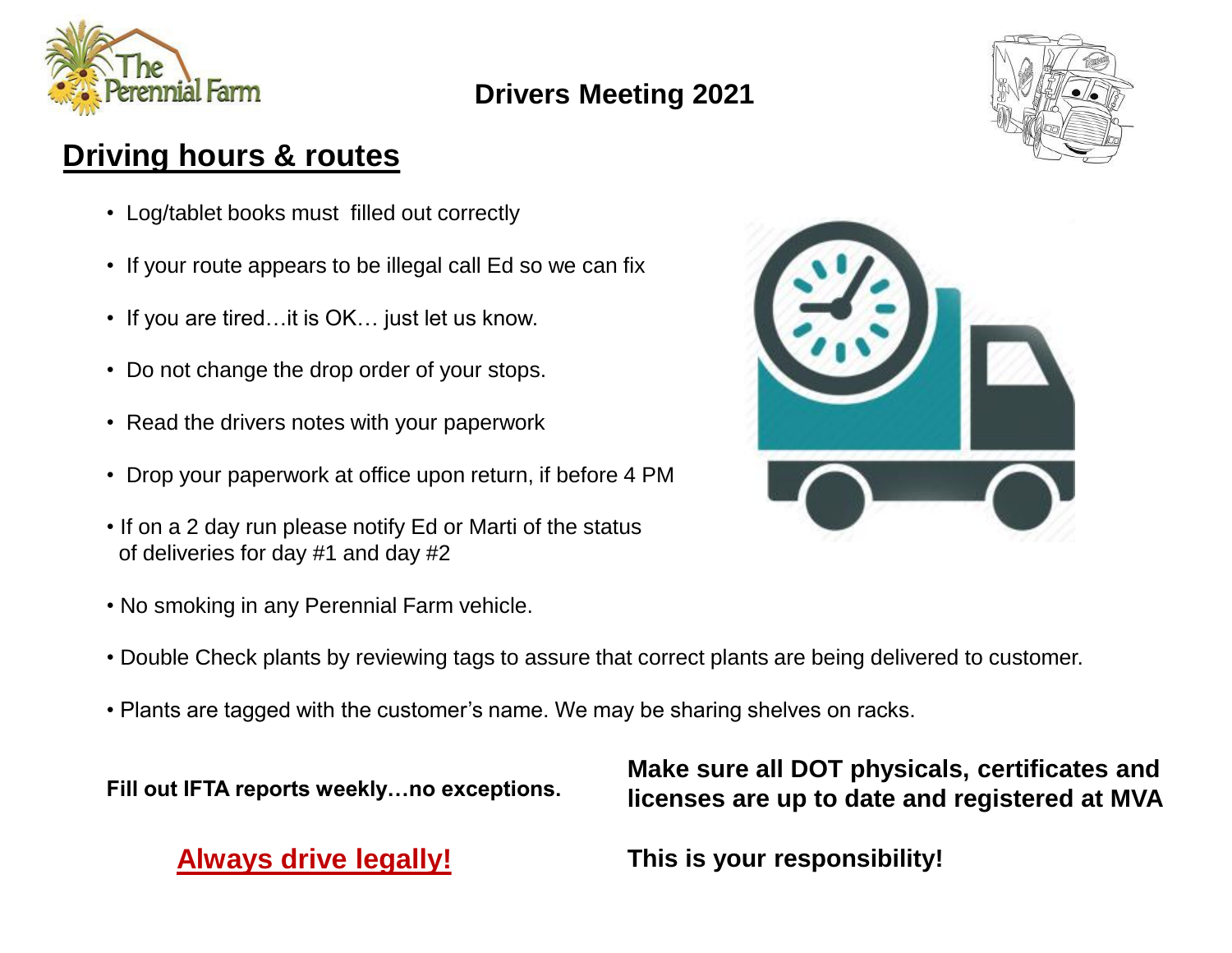# Drivers Meeting 2021

## Driving hours & routes

- Log/tablet books must filled out correctly
- If your route appears to be illegal call Ed so we can fix
- If you are tired…it is OK… just let us know.
- Do not change the drop order of your stops.
- Read the drivers notes with your paperwork
- Drop your paperwork at office upon return, if before 4 PM
- If on a 2 day run please notify Ed or Marti of the status of deliveries for day #1 and day #2
- No smoking in any Perennial Farm vehicle.
- Double Check plants by reviewing tags to assure that correct plants are being delivered to customer.
- Plants are tagged with the customer's name. We may be sharing shelves on racks.

**Fill out IFTA reports weekly…no exceptions.**

**Always drive legally!**

**Make sure all DOT physicals, certificates and licenses are up to date and registered at MVA**

**This is your responsibility!**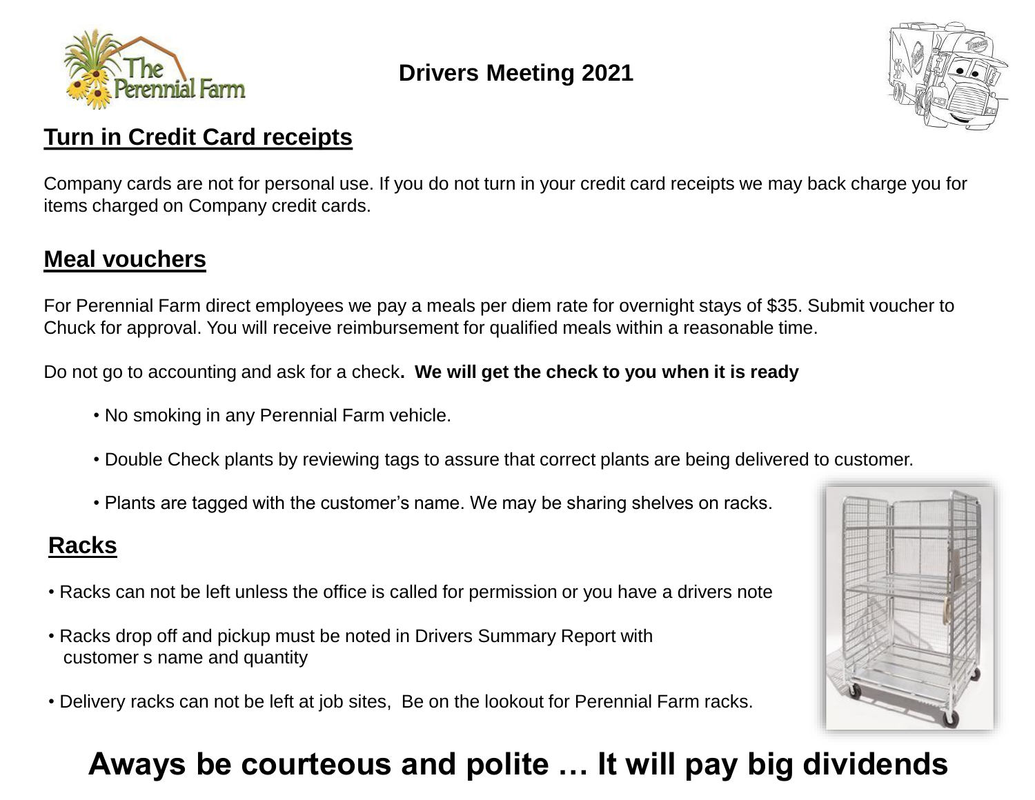# Drivers Meeting 2021

## Turn in Credit Card receipts

Company cards are not for personal use. If you do not turn in your credit card receipts we may back charge you for items charged on Company credit cards.

## Meal vouchers

For Perennial Farm direct employees we pay a meals per diem rate for overnight stays of $35. Submit voucher to Chuck for approval. You will receive reimbursement for qualified meals within a reasonable time.

Do not go to accounting and ask for a check**. We will get the check to you when it is ready**

- No smoking in any Perennial Farm vehicle.
- Double Check plants by reviewing tags to assure that correct plants are being delivered to customer.
- Plants are tagged with the customer's name. We may be sharing shelves on racks.

## Racks

- Racks can not be left unless the office is called for permission or you have a drivers note
- Racks drop off and pickup must be noted in Drivers Summary Report with customer s name and quantity
- Delivery racks can not be left at job sites, Be on the lookout for Perennial Farm racks.

# Aways be courteous and polite … It will pay big dividends